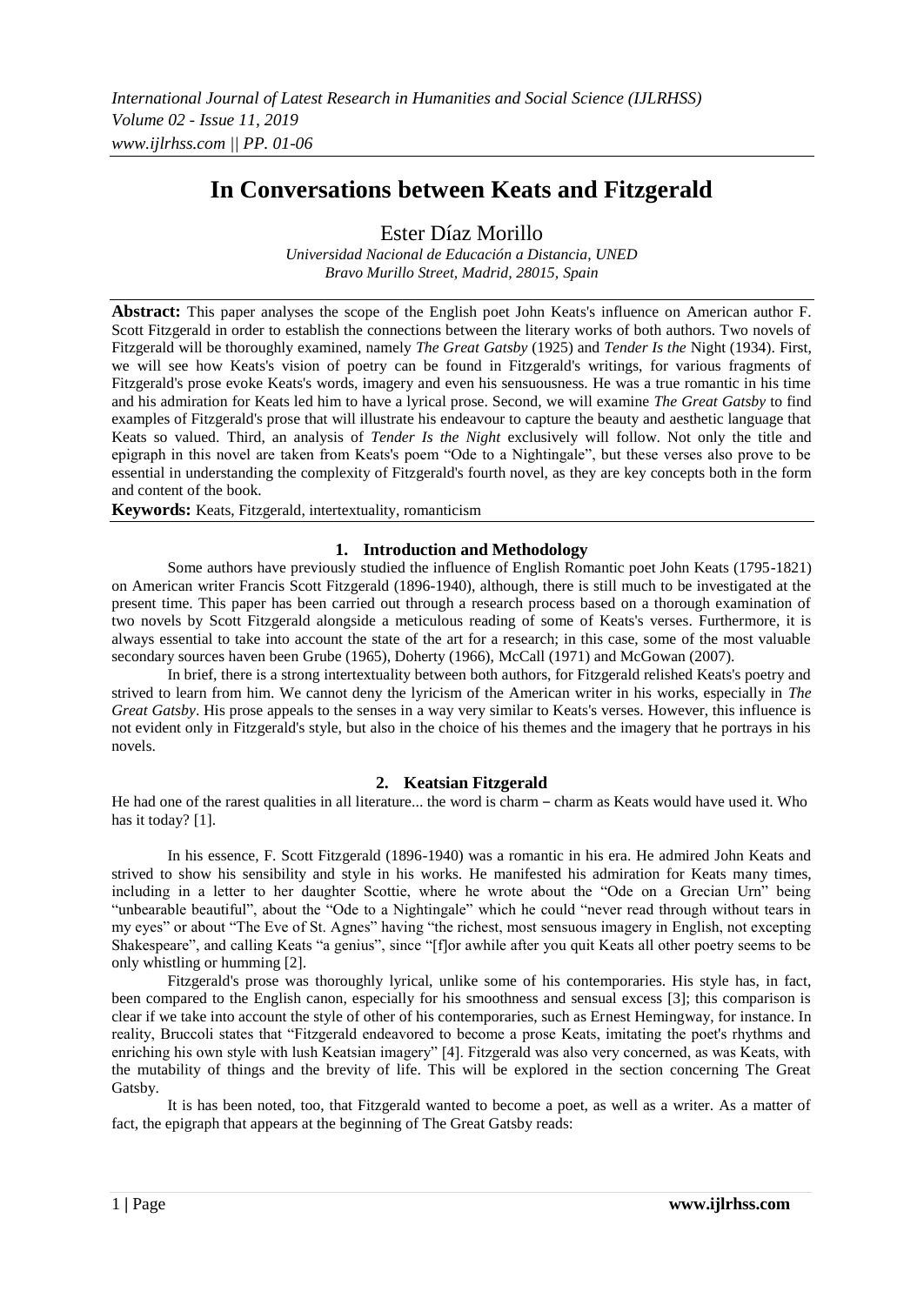# In Conversations between Keats and Fitzgerald

Ester Díaz Morillo

*Universidad Nacional de Educación a Distancia, UNED*
*Bravo Murillo Street, Madrid, 28015, Spain*

**Abstract:** This paper analyses the scope of the English poet John Keats's influence on American author F. Scott Fitzgerald in order to establish the connections between the literary works of both authors. Two novels of Fitzgerald will be thoroughly examined, namely *The Great Gatsby* (1925) and *Tender Is the* Night (1934). First, we will see how Keats's vision of poetry can be found in Fitzgerald's writings, for various fragments of Fitzgerald's prose evoke Keats's words, imagery and even his sensuousness. He was a true romantic in his time and his admiration for Keats led him to have a lyrical prose. Second, we will examine *The Great Gatsby* to find examples of Fitzgerald's prose that will illustrate his endeavour to capture the beauty and aesthetic language that Keats so valued. Third, an analysis of *Tender Is the Night* exclusively will follow. Not only the title and epigraph in this novel are taken from Keats's poem "Ode to a Nightingale", but these verses also prove to be essential in understanding the complexity of Fitzgerald's fourth novel, as they are key concepts both in the form and content of the book.

**Keywords:** Keats, Fitzgerald, intertextuality, romanticism

## 1. Introduction and Methodology

Some authors have previously studied the influence of English Romantic poet John Keats (1795-1821) on American writer Francis Scott Fitzgerald (1896-1940), although, there is still much to be investigated at the present time. This paper has been carried out through a research process based on a thorough examination of two novels by Scott Fitzgerald alongside a meticulous reading of some of Keats's verses. Furthermore, it is always essential to take into account the state of the art for a research; in this case, some of the most valuable secondary sources haven been Grube (1965), Doherty (1966), McCall (1971) and McGowan (2007).

In brief, there is a strong intertextuality between both authors, for Fitzgerald relished Keats's poetry and strived to learn from him. We cannot deny the lyricism of the American writer in his works, especially in *The Great Gatsby*. His prose appeals to the senses in a way very similar to Keats's verses. However, this influence is not evident only in Fitzgerald's style, but also in the choice of his themes and the imagery that he portrays in his novels.

## 2. Keatsian Fitzgerald

He had one of the rarest qualities in all literature... the word is charm – charm as Keats would have used it. Who has it today? [1].

In his essence, F. Scott Fitzgerald (1896-1940) was a romantic in his era. He admired John Keats and strived to show his sensibility and style in his works. He manifested his admiration for Keats many times, including in a letter to her daughter Scottie, where he wrote about the "Ode on a Grecian Urn" being "unbearable beautiful", about the "Ode to a Nightingale" which he could "never read through without tears in my eyes" or about "The Eve of St. Agnes" having "the richest, most sensuous imagery in English, not excepting Shakespeare", and calling Keats "a genius", since "[f]or awhile after you quit Keats all other poetry seems to be only whistling or humming [2].

Fitzgerald's prose was thoroughly lyrical, unlike some of his contemporaries. His style has, in fact, been compared to the English canon, especially for his smoothness and sensual excess [3]; this comparison is clear if we take into account the style of other of his contemporaries, such as Ernest Hemingway, for instance. In reality, Bruccoli states that "Fitzgerald endeavored to become a prose Keats, imitating the poet's rhythms and enriching his own style with lush Keatsian imagery" [4]. Fitzgerald was also very concerned, as was Keats, with the mutability of things and the brevity of life. This will be explored in the section concerning The Great Gatsby.

It is has been noted, too, that Fitzgerald wanted to become a poet, as well as a writer. As a matter of fact, the epigraph that appears at the beginning of The Great Gatsby reads: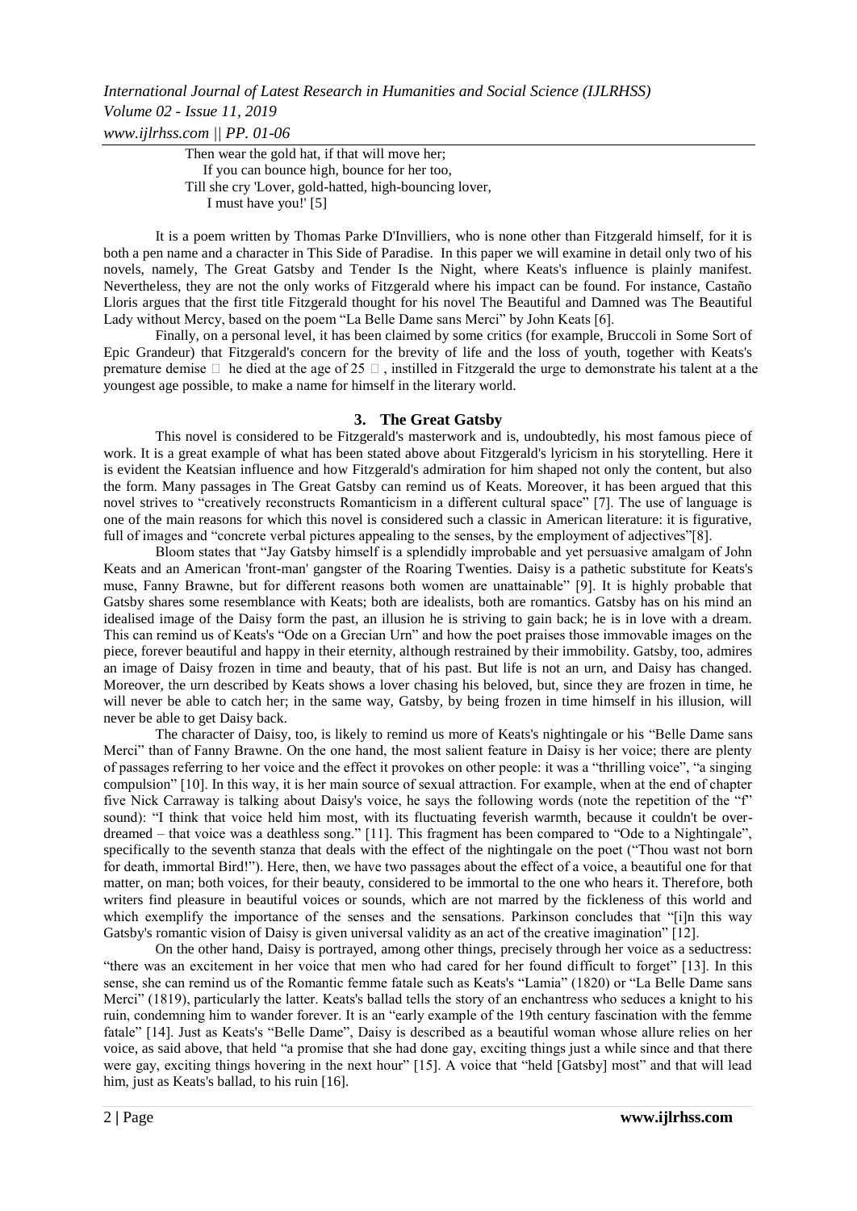Then wear the gold hat, if that will move her;
If you can bounce high, bounce for her too,
Till she cry 'Lover, gold-hatted, high-bouncing lover,
I must have you!' [5]

It is a poem written by Thomas Parke D'Invilliers, who is none other than Fitzgerald himself, for it is both a pen name and a character in This Side of Paradise. In this paper we will examine in detail only two of his novels, namely, The Great Gatsby and Tender Is the Night, where Keats's influence is plainly manifest. Nevertheless, they are not the only works of Fitzgerald where his impact can be found. For instance, Castaño Lloris argues that the first title Fitzgerald thought for his novel The Beautiful and Damned was The Beautiful Lady without Mercy, based on the poem "La Belle Dame sans Merci" by John Keats [6].

Finally, on a personal level, it has been claimed by some critics (for example, Bruccoli in Some Sort of Epic Grandeur) that Fitzgerald's concern for the brevity of life and the loss of youth, together with Keats's premature demise  he died at the age of 25  , instilled in Fitzgerald the urge to demonstrate his talent at a the youngest age possible, to make a name for himself in the literary world.

## 3. The Great Gatsby

This novel is considered to be Fitzgerald's masterwork and is, undoubtedly, his most famous piece of work. It is a great example of what has been stated above about Fitzgerald's lyricism in his storytelling. Here it is evident the Keatsian influence and how Fitzgerald's admiration for him shaped not only the content, but also the form. Many passages in The Great Gatsby can remind us of Keats. Moreover, it has been argued that this novel strives to "creatively reconstructs Romanticism in a different cultural space" [7]. The use of language is one of the main reasons for which this novel is considered such a classic in American literature: it is figurative, full of images and "concrete verbal pictures appealing to the senses, by the employment of adjectives"[8].

Bloom states that "Jay Gatsby himself is a splendidly improbable and yet persuasive amalgam of John Keats and an American 'front-man' gangster of the Roaring Twenties. Daisy is a pathetic substitute for Keats's muse, Fanny Brawne, but for different reasons both women are unattainable" [9]. It is highly probable that Gatsby shares some resemblance with Keats; both are idealists, both are romantics. Gatsby has on his mind an idealised image of the Daisy form the past, an illusion he is striving to gain back; he is in love with a dream. This can remind us of Keats's "Ode on a Grecian Urn" and how the poet praises those immovable images on the piece, forever beautiful and happy in their eternity, although restrained by their immobility. Gatsby, too, admires an image of Daisy frozen in time and beauty, that of his past. But life is not an urn, and Daisy has changed. Moreover, the urn described by Keats shows a lover chasing his beloved, but, since they are frozen in time, he will never be able to catch her; in the same way, Gatsby, by being frozen in time himself in his illusion, will never be able to get Daisy back.

The character of Daisy, too, is likely to remind us more of Keats's nightingale or his "Belle Dame sans Merci" than of Fanny Brawne. On the one hand, the most salient feature in Daisy is her voice; there are plenty of passages referring to her voice and the effect it provokes on other people: it was a "thrilling voice", "a singing compulsion" [10]. In this way, it is her main source of sexual attraction. For example, when at the end of chapter five Nick Carraway is talking about Daisy's voice, he says the following words (note the repetition of the "f" sound): "I think that voice held him most, with its fluctuating feverish warmth, because it couldn't be over-dreamed – that voice was a deathless song." [11]. This fragment has been compared to "Ode to a Nightingale", specifically to the seventh stanza that deals with the effect of the nightingale on the poet ("Thou wast not born for death, immortal Bird!"). Here, then, we have two passages about the effect of a voice, a beautiful one for that matter, on man; both voices, for their beauty, considered to be immortal to the one who hears it. Therefore, both writers find pleasure in beautiful voices or sounds, which are not marred by the fickleness of this world and which exemplify the importance of the senses and the sensations. Parkinson concludes that "[i]n this way Gatsby's romantic vision of Daisy is given universal validity as an act of the creative imagination" [12].

On the other hand, Daisy is portrayed, among other things, precisely through her voice as a seductress: "there was an excitement in her voice that men who had cared for her found difficult to forget" [13]. In this sense, she can remind us of the Romantic femme fatale such as Keats's "Lamia" (1820) or "La Belle Dame sans Merci" (1819), particularly the latter. Keats's ballad tells the story of an enchantress who seduces a knight to his ruin, condemning him to wander forever. It is an "early example of the 19th century fascination with the femme fatale" [14]. Just as Keats's "Belle Dame", Daisy is described as a beautiful woman whose allure relies on her voice, as said above, that held "a promise that she had done gay, exciting things just a while since and that there were gay, exciting things hovering in the next hour" [15]. A voice that "held [Gatsby] most" and that will lead him, just as Keats's ballad, to his ruin [16].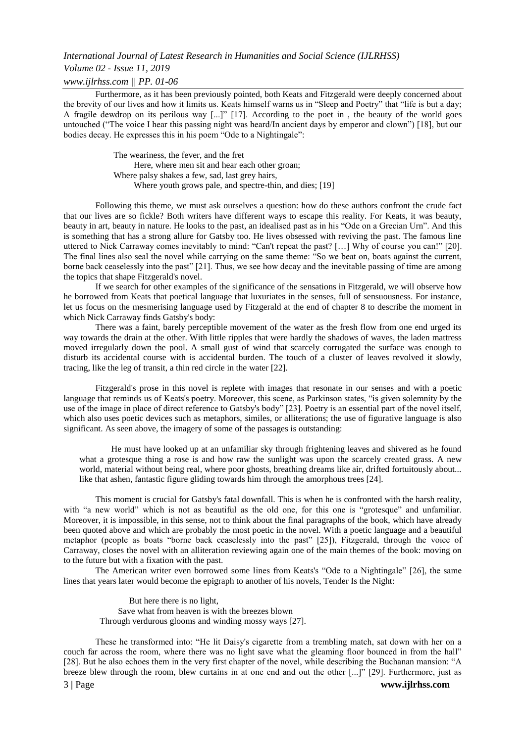Furthermore, as it has been previously pointed, both Keats and Fitzgerald were deeply concerned about the brevity of our lives and how it limits us. Keats himself warns us in "Sleep and Poetry" that "life is but a day; A fragile dewdrop on its perilous way [...]" [17]. According to the poet in , the beauty of the world goes untouched ("The voice I hear this passing night was heard/In ancient days by emperor and clown") [18], but our bodies decay. He expresses this in his poem "Ode to a Nightingale":

> The weariness, the fever, and the fret
> Here, where men sit and hear each other groan;
> Where palsy shakes a few, sad, last grey hairs,
> Where youth grows pale, and spectre-thin, and dies; [19]

Following this theme, we must ask ourselves a question: how do these authors confront the crude fact that our lives are so fickle? Both writers have different ways to escape this reality. For Keats, it was beauty, beauty in art, beauty in nature. He looks to the past, an idealised past as in his "Ode on a Grecian Urn". And this is something that has a strong allure for Gatsby too. He lives obsessed with reviving the past. The famous line uttered to Nick Carraway comes inevitably to mind: "Can't repeat the past? […] Why of course you can!" [20]. The final lines also seal the novel while carrying on the same theme: "So we beat on, boats against the current, borne back ceaselessly into the past" [21]. Thus, we see how decay and the inevitable passing of time are among the topics that shape Fitzgerald's novel.

If we search for other examples of the significance of the sensations in Fitzgerald, we will observe how he borrowed from Keats that poetical language that luxuriates in the senses, full of sensuousness. For instance, let us focus on the mesmerising language used by Fitzgerald at the end of chapter 8 to describe the moment in which Nick Carraway finds Gatsby's body:

There was a faint, barely perceptible movement of the water as the fresh flow from one end urged its way towards the drain at the other. With little ripples that were hardly the shadows of waves, the laden mattress moved irregularly down the pool. A small gust of wind that scarcely corrugated the surface was enough to disturb its accidental course with is accidental burden. The touch of a cluster of leaves revolved it slowly, tracing, like the leg of transit, a thin red circle in the water [22].

Fitzgerald's prose in this novel is replete with images that resonate in our senses and with a poetic language that reminds us of Keats's poetry. Moreover, this scene, as Parkinson states, "is given solemnity by the use of the image in place of direct reference to Gatsby's body" [23]. Poetry is an essential part of the novel itself, which also uses poetic devices such as metaphors, similes, or alliterations; the use of figurative language is also significant. As seen above, the imagery of some of the passages is outstanding:

> He must have looked up at an unfamiliar sky through frightening leaves and shivered as he found what a grotesque thing a rose is and how raw the sunlight was upon the scarcely created grass. A new world, material without being real, where poor ghosts, breathing dreams like air, drifted fortuitously about... like that ashen, fantastic figure gliding towards him through the amorphous trees [24].

This moment is crucial for Gatsby's fatal downfall. This is when he is confronted with the harsh reality, with "a new world" which is not as beautiful as the old one, for this one is "grotesque" and unfamiliar. Moreover, it is impossible, in this sense, not to think about the final paragraphs of the book, which have already been quoted above and which are probably the most poetic in the novel. With a poetic language and a beautiful metaphor (people as boats "borne back ceaselessly into the past" [25]), Fitzgerald, through the voice of Carraway, closes the novel with an alliteration reviewing again one of the main themes of the book: moving on to the future but with a fixation with the past.

The American writer even borrowed some lines from Keats's "Ode to a Nightingale" [26], the same lines that years later would become the epigraph to another of his novels, Tender Is the Night:

> But here there is no light,
> Save what from heaven is with the breezes blown
> Through verdurous glooms and winding mossy ways [27].

These he transformed into: "He lit Daisy's cigarette from a trembling match, sat down with her on a couch far across the room, where there was no light save what the gleaming floor bounced in from the hall" [28]. But he also echoes them in the very first chapter of the novel, while describing the Buchanan mansion: "A breeze blew through the room, blew curtains in at one end and out the other [...]" [29]. Furthermore, just as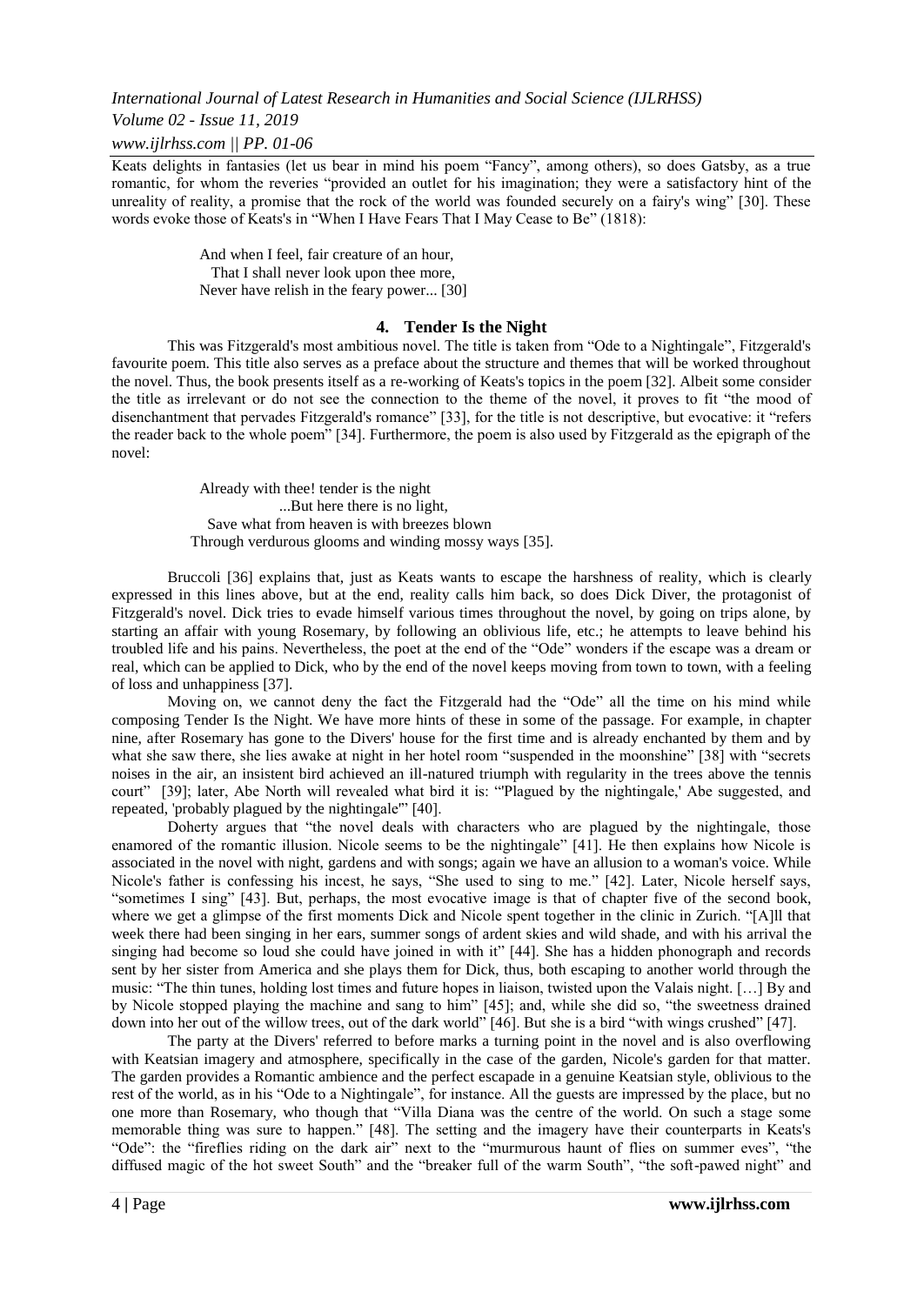Keats delights in fantasies (let us bear in mind his poem "Fancy", among others), so does Gatsby, as a true romantic, for whom the reveries "provided an outlet for his imagination; they were a satisfactory hint of the unreality of reality, a promise that the rock of the world was founded securely on a fairy's wing" [30]. These words evoke those of Keats's in "When I Have Fears That I May Cease to Be" (1818):

> And when I feel, fair creature of an hour,
> That I shall never look upon thee more,
> Never have relish in the feary power... [30]

## 4. Tender Is the Night

This was Fitzgerald's most ambitious novel. The title is taken from "Ode to a Nightingale", Fitzgerald's favourite poem. This title also serves as a preface about the structure and themes that will be worked throughout the novel. Thus, the book presents itself as a re-working of Keats's topics in the poem [32]. Albeit some consider the title as irrelevant or do not see the connection to the theme of the novel, it proves to fit "the mood of disenchantment that pervades Fitzgerald's romance" [33], for the title is not descriptive, but evocative: it "refers the reader back to the whole poem" [34]. Furthermore, the poem is also used by Fitzgerald as the epigraph of the novel:

> Already with thee! tender is the night
> ...But here there is no light,
> Save what from heaven is with breezes blown
> Through verdurous glooms and winding mossy ways [35].

Bruccoli [36] explains that, just as Keats wants to escape the harshness of reality, which is clearly expressed in this lines above, but at the end, reality calls him back, so does Dick Diver, the protagonist of Fitzgerald's novel. Dick tries to evade himself various times throughout the novel, by going on trips alone, by starting an affair with young Rosemary, by following an oblivious life, etc.; he attempts to leave behind his troubled life and his pains. Nevertheless, the poet at the end of the "Ode" wonders if the escape was a dream or real, which can be applied to Dick, who by the end of the novel keeps moving from town to town, with a feeling of loss and unhappiness [37].

Moving on, we cannot deny the fact the Fitzgerald had the "Ode" all the time on his mind while composing Tender Is the Night. We have more hints of these in some of the passage. For example, in chapter nine, after Rosemary has gone to the Divers' house for the first time and is already enchanted by them and by what she saw there, she lies awake at night in her hotel room "suspended in the moonshine" [38] with "secrets noises in the air, an insistent bird achieved an ill-natured triumph with regularity in the trees above the tennis court" [39]; later, Abe North will revealed what bird it is: "'Plagued by the nightingale,' Abe suggested, and repeated, 'probably plagued by the nightingale'" [40].

Doherty argues that "the novel deals with characters who are plagued by the nightingale, those enamored of the romantic illusion. Nicole seems to be the nightingale" [41]. He then explains how Nicole is associated in the novel with night, gardens and with songs; again we have an allusion to a woman's voice. While Nicole's father is confessing his incest, he says, "She used to sing to me." [42]. Later, Nicole herself says, "sometimes I sing" [43]. But, perhaps, the most evocative image is that of chapter five of the second book, where we get a glimpse of the first moments Dick and Nicole spent together in the clinic in Zurich. "[A]ll that week there had been singing in her ears, summer songs of ardent skies and wild shade, and with his arrival the singing had become so loud she could have joined in with it" [44]. She has a hidden phonograph and records sent by her sister from America and she plays them for Dick, thus, both escaping to another world through the music: "The thin tunes, holding lost times and future hopes in liaison, twisted upon the Valais night. […] By and by Nicole stopped playing the machine and sang to him" [45]; and, while she did so, "the sweetness drained down into her out of the willow trees, out of the dark world" [46]. But she is a bird "with wings crushed" [47].

The party at the Divers' referred to before marks a turning point in the novel and is also overflowing with Keatsian imagery and atmosphere, specifically in the case of the garden, Nicole's garden for that matter. The garden provides a Romantic ambience and the perfect escapade in a genuine Keatsian style, oblivious to the rest of the world, as in his "Ode to a Nightingale", for instance. All the guests are impressed by the place, but no one more than Rosemary, who though that "Villa Diana was the centre of the world. On such a stage some memorable thing was sure to happen." [48]. The setting and the imagery have their counterparts in Keats's "Ode": the "fireflies riding on the dark air" next to the "murmurous haunt of flies on summer eves", "the diffused magic of the hot sweet South" and the "breaker full of the warm South", "the soft-pawed night" and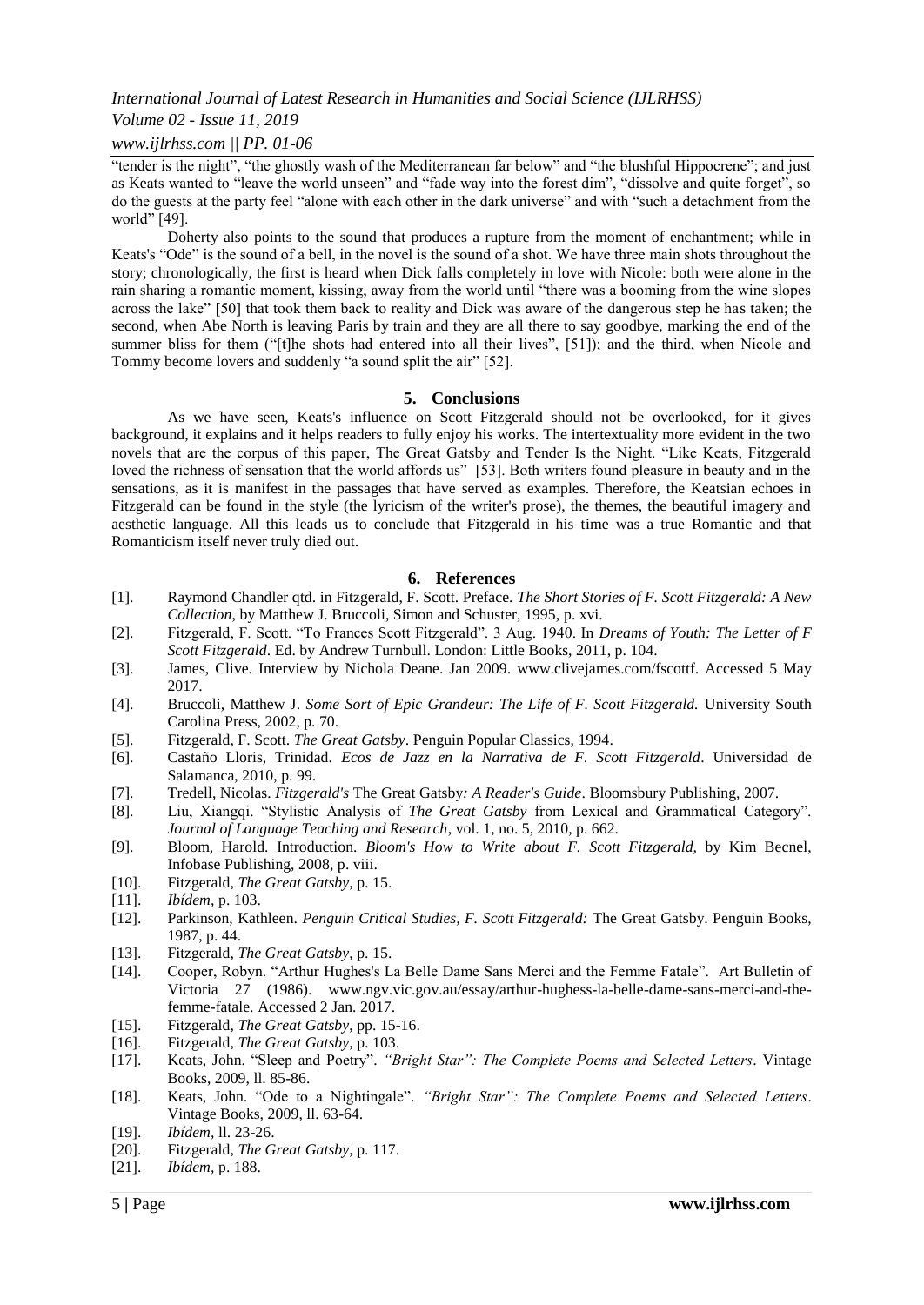"tender is the night", "the ghostly wash of the Mediterranean far below" and "the blushful Hippocrene"; and just as Keats wanted to "leave the world unseen" and "fade way into the forest dim", "dissolve and quite forget", so do the guests at the party feel "alone with each other in the dark universe" and with "such a detachment from the world" [49].

Doherty also points to the sound that produces a rupture from the moment of enchantment; while in Keats's "Ode" is the sound of a bell, in the novel is the sound of a shot. We have three main shots throughout the story; chronologically, the first is heard when Dick falls completely in love with Nicole: both were alone in the rain sharing a romantic moment, kissing, away from the world until "there was a booming from the wine slopes across the lake" [50] that took them back to reality and Dick was aware of the dangerous step he has taken; the second, when Abe North is leaving Paris by train and they are all there to say goodbye, marking the end of the summer bliss for them ("[t]he shots had entered into all their lives", [51]); and the third, when Nicole and Tommy become lovers and suddenly "a sound split the air" [52].

## 5. Conclusions

As we have seen, Keats's influence on Scott Fitzgerald should not be overlooked, for it gives background, it explains and it helps readers to fully enjoy his works. The intertextuality more evident in the two novels that are the corpus of this paper, The Great Gatsby and Tender Is the Night. "Like Keats, Fitzgerald loved the richness of sensation that the world affords us" [53]. Both writers found pleasure in beauty and in the sensations, as it is manifest in the passages that have served as examples. Therefore, the Keatsian echoes in Fitzgerald can be found in the style (the lyricism of the writer's prose), the themes, the beautiful imagery and aesthetic language. All this leads us to conclude that Fitzgerald in his time was a true Romantic and that Romanticism itself never truly died out.

## 6. References

[1]. Raymond Chandler qtd. in Fitzgerald, F. Scott. Preface. *The Short Stories of F. Scott Fitzgerald: A New Collection*, by Matthew J. Bruccoli, Simon and Schuster, 1995, p. xvi.

[2]. Fitzgerald, F. Scott. "To Frances Scott Fitzgerald". 3 Aug. 1940. In *Dreams of Youth: The Letter of F Scott Fitzgerald*. Ed. by Andrew Turnbull. London: Little Books, 2011, p. 104.

[3]. James, Clive. Interview by Nichola Deane. Jan 2009. www.clivejames.com/fscottf. Accessed 5 May 2017.

[4]. Bruccoli, Matthew J. *Some Sort of Epic Grandeur: The Life of F. Scott Fitzgerald.* University South Carolina Press, 2002, p. 70.

[5]. Fitzgerald, F. Scott. *The Great Gatsby*. Penguin Popular Classics, 1994.

[6]. Castaño Lloris, Trinidad. *Ecos de Jazz en la Narrativa de F. Scott Fitzgerald*. Universidad de Salamanca, 2010, p. 99.

[7]. Tredell, Nicolas. *Fitzgerald's* The Great Gatsby*: A Reader's Guide*. Bloomsbury Publishing, 2007.

[8]. Liu, Xiangqi. "Stylistic Analysis of *The Great Gatsby* from Lexical and Grammatical Category". *Journal of Language Teaching and Research*, vol. 1, no. 5, 2010, p. 662.

[9]. Bloom, Harold. Introduction. *Bloom's How to Write about F. Scott Fitzgerald*, by Kim Becnel, Infobase Publishing, 2008, p. viii.

[10]. Fitzgerald, *The Great Gatsby*, p. 15.

[11]. *Ibídem*, p. 103.

[12]. Parkinson, Kathleen. *Penguin Critical Studies, F. Scott Fitzgerald:* The Great Gatsby. Penguin Books, 1987, p. 44.

[13]. Fitzgerald, *The Great Gatsby*, p. 15.

[14]. Cooper, Robyn. "Arthur Hughes's La Belle Dame Sans Merci and the Femme Fatale". Art Bulletin of Victoria 27 (1986). www.ngv.vic.gov.au/essay/arthur-hughess-la-belle-dame-sans-merci-and-the-femme-fatale. Accessed 2 Jan. 2017.

[15]. Fitzgerald, *The Great Gatsby*, pp. 15-16.

[16]. Fitzgerald, *The Great Gatsby*, p. 103.

[17]. Keats, John. "Sleep and Poetry". *"Bright Star": The Complete Poems and Selected Letters*. Vintage Books, 2009, ll. 85-86.

[18]. Keats, John. "Ode to a Nightingale". *"Bright Star": The Complete Poems and Selected Letters*. Vintage Books, 2009, ll. 63-64.

[19]. *Ibídem*, ll. 23-26.

[20]. Fitzgerald, *The Great Gatsby*, p. 117.

[21]. *Ibídem*, p. 188.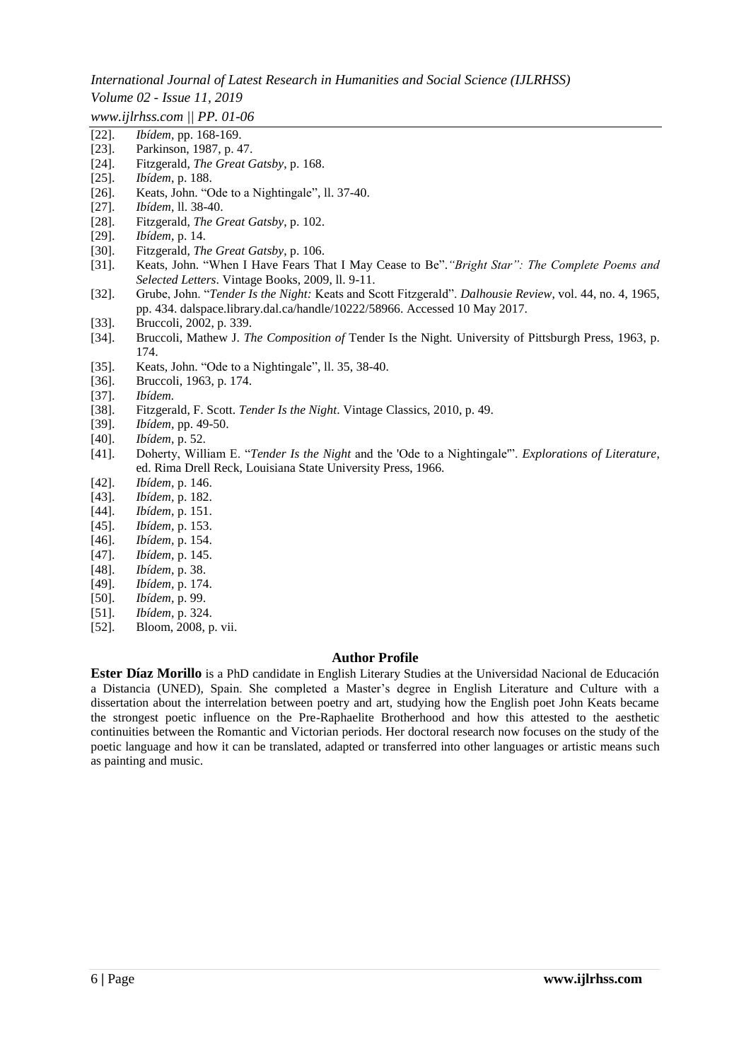[22]. *Ibídem*, pp. 168-169.
[23]. Parkinson, 1987, p. 47.
[24]. Fitzgerald, *The Great Gatsby*, p. 168.
[25]. *Ibídem*, p. 188.
[26]. Keats, John. "Ode to a Nightingale", ll. 37-40.
[27]. *Ibídem*, ll. 38-40.
[28]. Fitzgerald, *The Great Gatsby*, p. 102.
[29]. *Ibídem*, p. 14.
[30]. Fitzgerald, *The Great Gatsby*, p. 106.
[31]. Keats, John. "When I Have Fears That I May Cease to Be".*"Bright Star": The Complete Poems and Selected Letters*. Vintage Books, 2009, ll. 9-11.
[32]. Grube, John. "*Tender Is the Night:* Keats and Scott Fitzgerald". *Dalhousie Review*, vol. 44, no. 4, 1965, pp. 434. dalspace.library.dal.ca/handle/10222/58966. Accessed 10 May 2017.
[33]. Bruccoli, 2002, p. 339.
[34]. Bruccoli, Mathew J. *The Composition of* Tender Is the Night*.* University of Pittsburgh Press, 1963, p. 174.
[35]. Keats, John. "Ode to a Nightingale", ll. 35, 38-40.
[36]. Bruccoli, 1963, p. 174.
[37]. *Ibídem.*
[38]. Fitzgerald, F. Scott. *Tender Is the Night*. Vintage Classics, 2010, p. 49.
[39]. *Ibídem*, pp. 49-50.
[40]. *Ibídem*, p. 52.
[41]. Doherty, William E. "*Tender Is the Night* and the 'Ode to a Nightingale'". *Explorations of Literature*, ed. Rima Drell Reck, Louisiana State University Press, 1966.
[42]. *Ibídem*, p. 146.
[43]. *Ibídem*, p. 182.
[44]. *Ibídem*, p. 151.
[45]. *Ibídem*, p. 153.
[46]. *Ibídem*, p. 154.
[47]. *Ibídem*, p. 145.
[48]. *Ibídem*, p. 38.
[49]. *Ibídem*, p. 174.
[50]. *Ibídem*, p. 99.
[51]. *Ibídem*, p. 324.
[52]. Bloom, 2008, p. vii.

## Author Profile

**Ester Díaz Morillo** is a PhD candidate in English Literary Studies at the Universidad Nacional de Educación a Distancia (UNED), Spain. She completed a Master's degree in English Literature and Culture with a dissertation about the interrelation between poetry and art, studying how the English poet John Keats became the strongest poetic influence on the Pre-Raphaelite Brotherhood and how this attested to the aesthetic continuities between the Romantic and Victorian periods. Her doctoral research now focuses on the study of the poetic language and how it can be translated, adapted or transferred into other languages or artistic means such as painting and music.